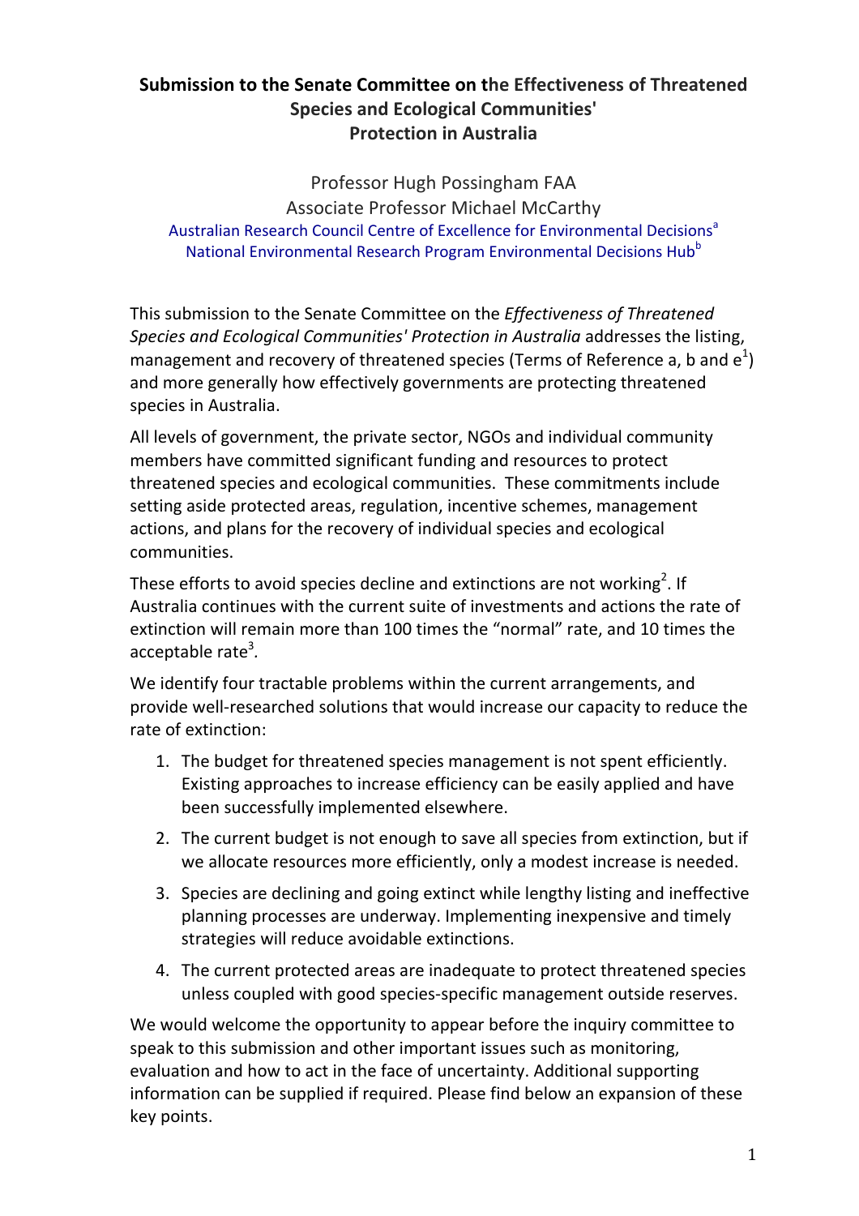# Submission to the Senate Committee on the Effectiveness of Threatened Species and Ecological Communities' Protection in Australia

Professor Hugh Possingham FAA

Associate Professor Michael McCarthy

Australian Research Council Centre of Excellence for Environmental Decisions[a]

National Environmental Research Program Environmental Decisions Hub[b]

This submission to the Senate Committee on the *Effectiveness of Threatened Species and Ecological Communities' Protection in Australia* addresses the listing, management and recovery of threatened species (Terms of Reference a, b and e[1]) and more generally how effectively governments are protecting threatened species in Australia.

All levels of government, the private sector, NGOs and individual community members have committed significant funding and resources to protect threatened species and ecological communities. These commitments include setting aside protected areas, regulation, incentive schemes, management actions, and plans for the recovery of individual species and ecological communities.

These efforts to avoid species decline and extinctions are not working[2]. If Australia continues with the current suite of investments and actions the rate of extinction will remain more than 100 times the "normal" rate, and 10 times the acceptable rate[3].

We identify four tractable problems within the current arrangements, and provide well-researched solutions that would increase our capacity to reduce the rate of extinction:

1. The budget for threatened species management is not spent efficiently. Existing approaches to increase efficiency can be easily applied and have been successfully implemented elsewhere.
2. The current budget is not enough to save all species from extinction, but if we allocate resources more efficiently, only a modest increase is needed.
3. Species are declining and going extinct while lengthy listing and ineffective planning processes are underway. Implementing inexpensive and timely strategies will reduce avoidable extinctions.
4. The current protected areas are inadequate to protect threatened species unless coupled with good species-specific management outside reserves.

We would welcome the opportunity to appear before the inquiry committee to speak to this submission and other important issues such as monitoring, evaluation and how to act in the face of uncertainty. Additional supporting information can be supplied if required. Please find below an expansion of these key points.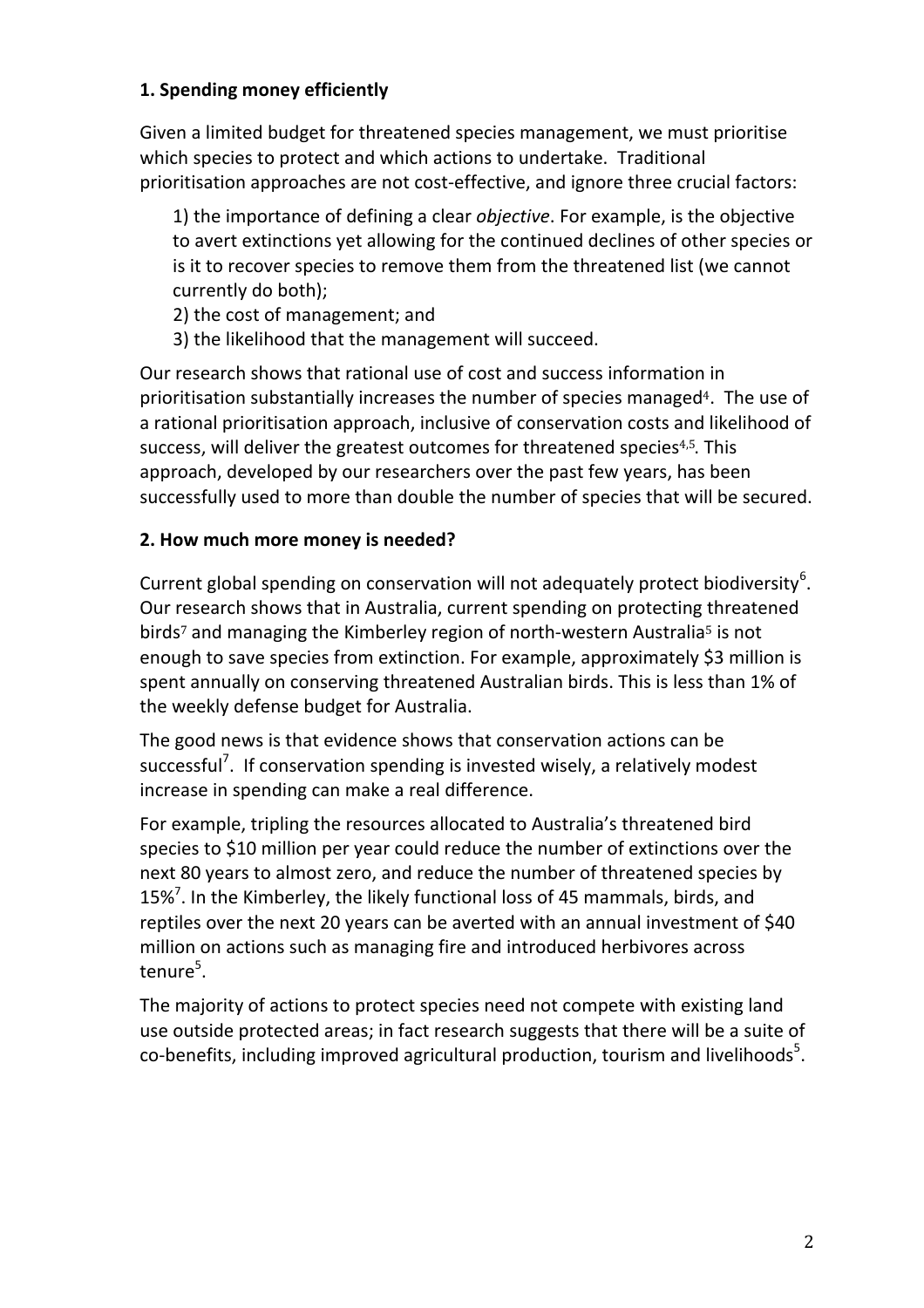**1. Spending money efficiently**

Given a limited budget for threatened species management, we must prioritise which species to protect and which actions to undertake. Traditional prioritisation approaches are not cost-effective, and ignore three crucial factors:

1) the importance of defining a clear *objective*. For example, is the objective to avert extinctions yet allowing for the continued declines of other species or is it to recover species to remove them from the threatened list (we cannot currently do both);
2) the cost of management; and
3) the likelihood that the management will succeed.

Our research shows that rational use of cost and success information in prioritisation substantially increases the number of species managed[4]. The use of a rational prioritisation approach, inclusive of conservation costs and likelihood of success, will deliver the greatest outcomes for threatened species[4,5]. This approach, developed by our researchers over the past few years, has been successfully used to more than double the number of species that will be secured.

**2. How much more money is needed?**

Current global spending on conservation will not adequately protect biodiversity[6]. Our research shows that in Australia, current spending on protecting threatened birds[7] and managing the Kimberley region of north-western Australia[5] is not enough to save species from extinction. For example, approximately $3 million is spent annually on conserving threatened Australian birds. This is less than 1% of the weekly defense budget for Australia.

The good news is that evidence shows that conservation actions can be successful[7]. If conservation spending is invested wisely, a relatively modest increase in spending can make a real difference.

For example, tripling the resources allocated to Australia's threatened bird species to $10 million per year could reduce the number of extinctions over the next 80 years to almost zero, and reduce the number of threatened species by 15%[7]. In the Kimberley, the likely functional loss of 45 mammals, birds, and reptiles over the next 20 years can be averted with an annual investment of $40 million on actions such as managing fire and introduced herbivores across tenure[5].

The majority of actions to protect species need not compete with existing land use outside protected areas; in fact research suggests that there will be a suite of co-benefits, including improved agricultural production, tourism and livelihoods[5].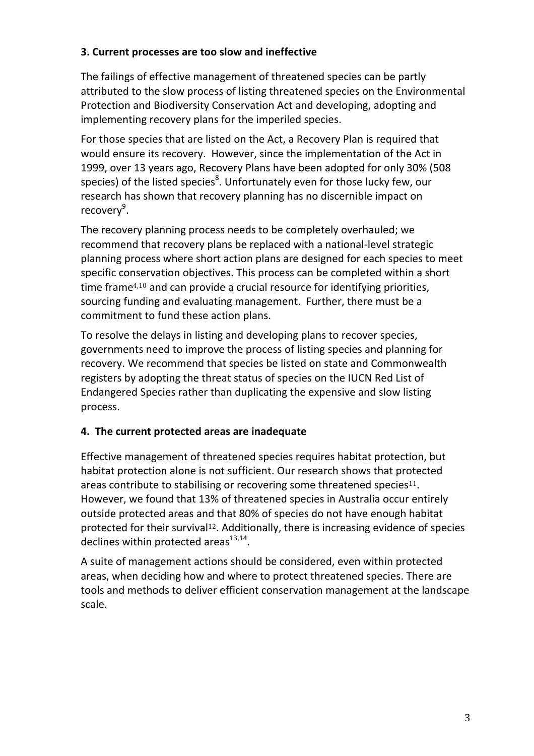### 3. Current processes are too slow and ineffective

The failings of effective management of threatened species can be partly attributed to the slow process of listing threatened species on the Environmental Protection and Biodiversity Conservation Act and developing, adopting and implementing recovery plans for the imperiled species.

For those species that are listed on the Act, a Recovery Plan is required that would ensure its recovery. However, since the implementation of the Act in 1999, over 13 years ago, Recovery Plans have been adopted for only 30% (508 species) of the listed species[8]. Unfortunately even for those lucky few, our research has shown that recovery planning has no discernible impact on recovery[9].

The recovery planning process needs to be completely overhauled; we recommend that recovery plans be replaced with a national-level strategic planning process where short action plans are designed for each species to meet specific conservation objectives. This process can be completed within a short time frame[4,10] and can provide a crucial resource for identifying priorities, sourcing funding and evaluating management. Further, there must be a commitment to fund these action plans.

To resolve the delays in listing and developing plans to recover species, governments need to improve the process of listing species and planning for recovery. We recommend that species be listed on state and Commonwealth registers by adopting the threat status of species on the IUCN Red List of Endangered Species rather than duplicating the expensive and slow listing process.

### 4. The current protected areas are inadequate

Effective management of threatened species requires habitat protection, but habitat protection alone is not sufficient. Our research shows that protected areas contribute to stabilising or recovering some threatened species[11]. However, we found that 13% of threatened species in Australia occur entirely outside protected areas and that 80% of species do not have enough habitat protected for their survival[12]. Additionally, there is increasing evidence of species declines within protected areas[13,14].

A suite of management actions should be considered, even within protected areas, when deciding how and where to protect threatened species. There are tools and methods to deliver efficient conservation management at the landscape scale.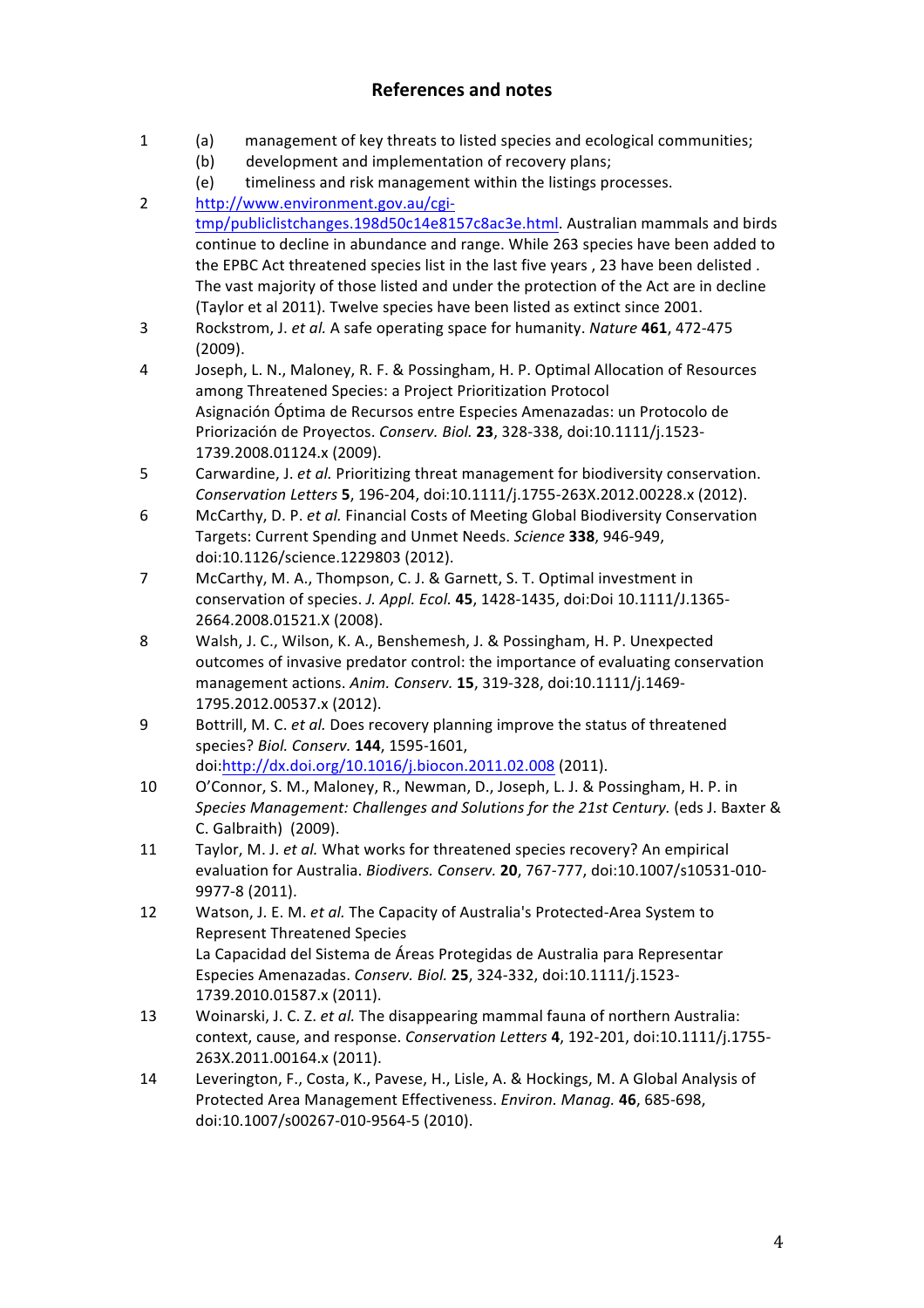## References and notes

1. (a) management of key threats to listed species and ecological communities;
   (b) development and implementation of recovery plans;
   (e) timeliness and risk management within the listings processes.
2. http://www.environment.gov.au/cgi-tmp/publiclistchanges.198d50c14e8157c8ac3e.html. Australian mammals and birds continue to decline in abundance and range. While 263 species have been added to the EPBC Act threatened species list in the last five years , 23 have been delisted . The vast majority of those listed and under the protection of the Act are in decline (Taylor et al 2011). Twelve species have been listed as extinct since 2001.
3. Rockstrom, J. *et al.* A safe operating space for humanity. *Nature* **461**, 472-475 (2009).
4. Joseph, L. N., Maloney, R. F. & Possingham, H. P. Optimal Allocation of Resources among Threatened Species: a Project Prioritization Protocol
   Asignación Óptima de Recursos entre Especies Amenazadas: un Protocolo de Priorización de Proyectos. *Conserv. Biol.* **23**, 328-338, doi:10.1111/j.1523-1739.2008.01124.x (2009).
5. Carwardine, J. *et al.* Prioritizing threat management for biodiversity conservation. *Conservation Letters* **5**, 196-204, doi:10.1111/j.1755-263X.2012.00228.x (2012).
6. McCarthy, D. P. *et al.* Financial Costs of Meeting Global Biodiversity Conservation Targets: Current Spending and Unmet Needs. *Science* **338**, 946-949, doi:10.1126/science.1229803 (2012).
7. McCarthy, M. A., Thompson, C. J. & Garnett, S. T. Optimal investment in conservation of species. *J. Appl. Ecol.* **45**, 1428-1435, doi:Doi 10.1111/J.1365-2664.2008.01521.X (2008).
8. Walsh, J. C., Wilson, K. A., Benshemesh, J. & Possingham, H. P. Unexpected outcomes of invasive predator control: the importance of evaluating conservation management actions. *Anim. Conserv.* **15**, 319-328, doi:10.1111/j.1469-1795.2012.00537.x (2012).
9. Bottrill, M. C. *et al.* Does recovery planning improve the status of threatened species? *Biol. Conserv.* **144**, 1595-1601, doi:http://dx.doi.org/10.1016/j.biocon.2011.02.008 (2011).
10. O'Connor, S. M., Maloney, R., Newman, D., Joseph, L. J. & Possingham, H. P. in *Species Management: Challenges and Solutions for the 21st Century.* (eds J. Baxter & C. Galbraith) (2009).
11. Taylor, M. J. *et al.* What works for threatened species recovery? An empirical evaluation for Australia. *Biodivers. Conserv.* **20**, 767-777, doi:10.1007/s10531-010-9977-8 (2011).
12. Watson, J. E. M. *et al.* The Capacity of Australia's Protected-Area System to Represent Threatened Species
    La Capacidad del Sistema de Áreas Protegidas de Australia para Representar Especies Amenazadas. *Conserv. Biol.* **25**, 324-332, doi:10.1111/j.1523-1739.2010.01587.x (2011).
13. Woinarski, J. C. Z. *et al.* The disappearing mammal fauna of northern Australia: context, cause, and response. *Conservation Letters* **4**, 192-201, doi:10.1111/j.1755-263X.2011.00164.x (2011).
14. Leverington, F., Costa, K., Pavese, H., Lisle, A. & Hockings, M. A Global Analysis of Protected Area Management Effectiveness. *Environ. Manag.* **46**, 685-698, doi:10.1007/s00267-010-9564-5 (2010).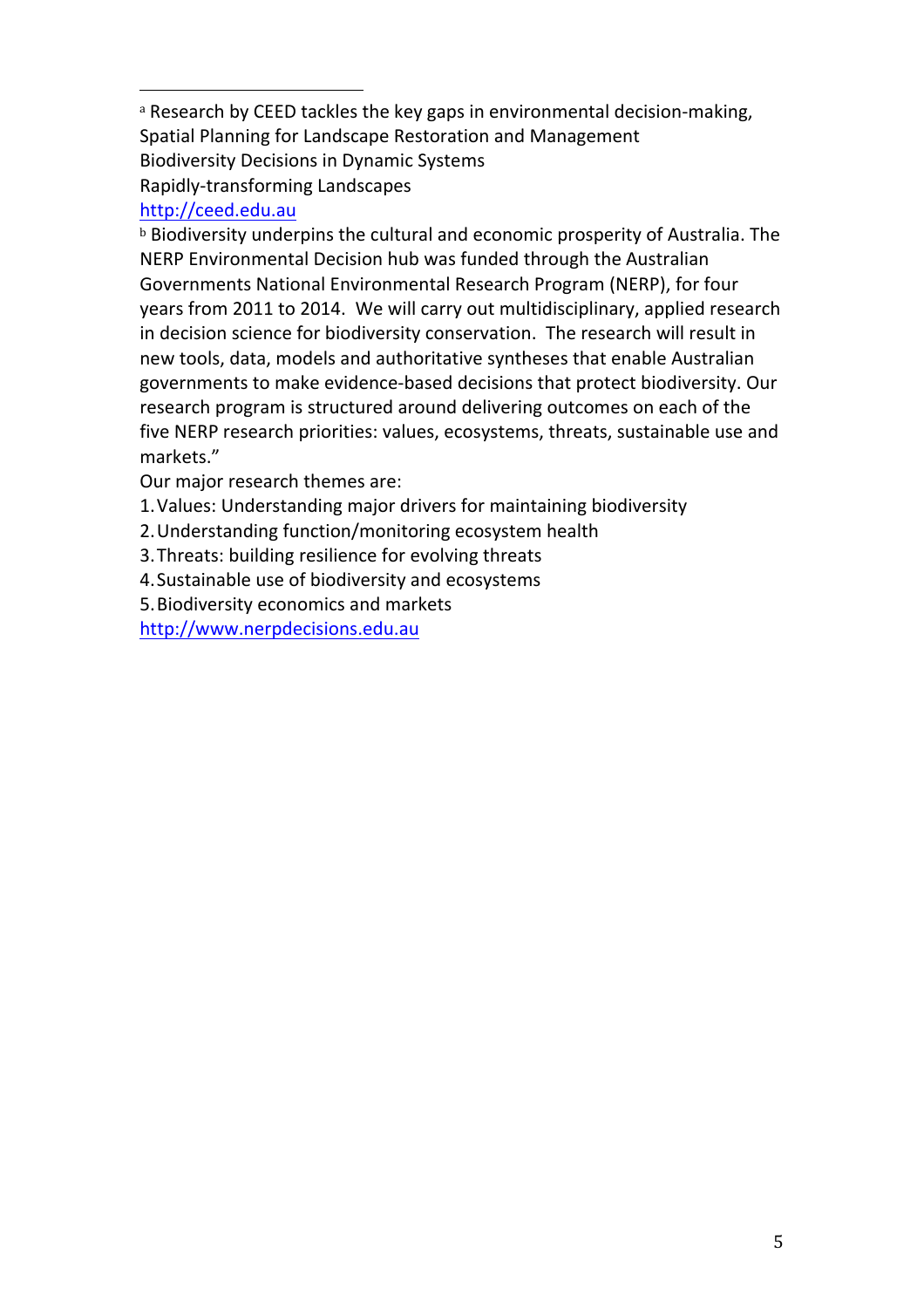---

[a] Research by CEED tackles the key gaps in environmental decision-making,
Spatial Planning for Landscape Restoration and Management
Biodiversity Decisions in Dynamic Systems
Rapidly-transforming Landscapes
http://ceed.edu.au

[b] Biodiversity underpins the cultural and economic prosperity of Australia. The NERP Environmental Decision hub was funded through the Australian Governments National Environmental Research Program (NERP), for four years from 2011 to 2014. We will carry out multidisciplinary, applied research in decision science for biodiversity conservation. The research will result in new tools, data, models and authoritative syntheses that enable Australian governments to make evidence-based decisions that protect biodiversity. Our research program is structured around delivering outcomes on each of the five NERP research priorities: values, ecosystems, threats, sustainable use and markets."

Our major research themes are:

1. Values: Understanding major drivers for maintaining biodiversity
2. Understanding function/monitoring ecosystem health
3. Threats: building resilience for evolving threats
4. Sustainable use of biodiversity and ecosystems
5. Biodiversity economics and markets

http://www.nerpdecisions.edu.au